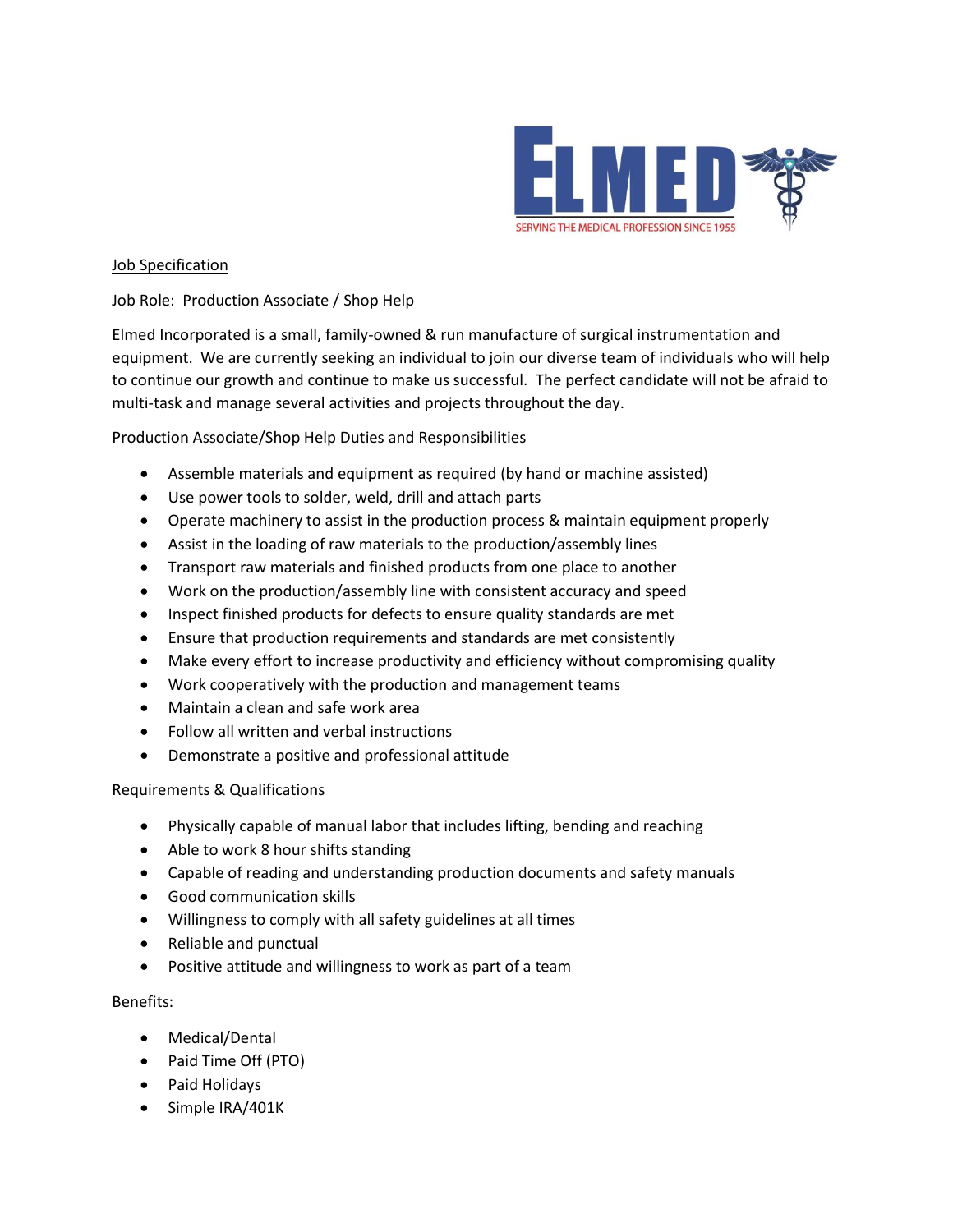ELMED

SERVING THE MEDICAL PROFESSION SINCE 1955

Job Specification

Job Role: Production Associate / Shop Help

Elmed Incorporated is a small, family-owned & run manufacture of surgical instrumentation and equipment. We are currently seeking an individual to join our diverse team of individuals who will help to continue our growth and continue to make us successful. The perfect candidate will not be afraid to multi-task and manage several activities and projects throughout the day.

Production Associate/Shop Help Duties and Responsibilities

- Assemble materials and equipment as required (by hand or machine assisted)
- Use power tools to solder, weld, drill and attach parts
- Operate machinery to assist in the production process & maintain equipment properly
- Assist in the loading of raw materials to the production/assembly lines
- Transport raw materials and finished products from one place to another
- Work on the production/assembly line with consistent accuracy and speed
- Inspect finished products for defects to ensure quality standards are met
- Ensure that production requirements and standards are met consistently
- Make every effort to increase productivity and efficiency without compromising quality
- Work cooperatively with the production and management teams
- Maintain a clean and safe work area
- Follow all written and verbal instructions
- Demonstrate a positive and professional attitude

Requirements & Qualifications

- Physically capable of manual labor that includes lifting, bending and reaching
- Able to work 8 hour shifts standing
- Capable of reading and understanding production documents and safety manuals
- Good communication skills
- Willingness to comply with all safety guidelines at all times
- Reliable and punctual
- Positive attitude and willingness to work as part of a team

Benefits:

- Medical/Dental
- Paid Time Off (PTO)
- Paid Holidays
- Simple IRA/401K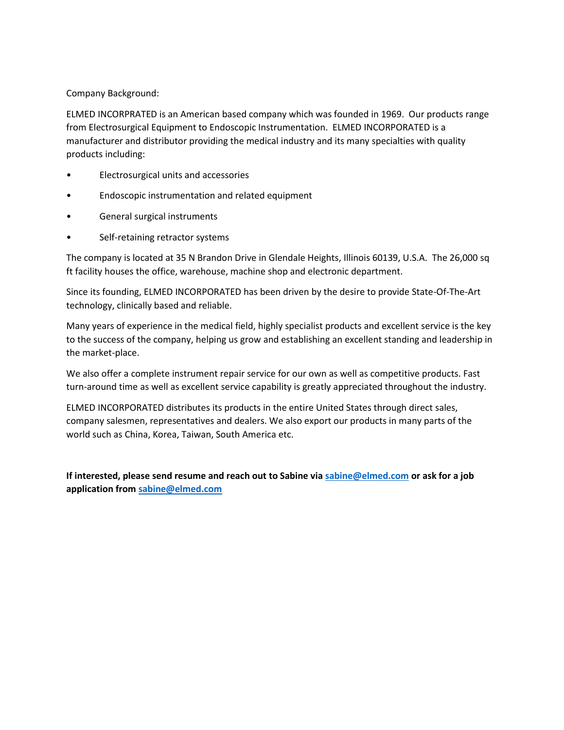Company Background:

ELMED INCORPRATED is an American based company which was founded in 1969. Our products range from Electrosurgical Equipment to Endoscopic Instrumentation. ELMED INCORPORATED is a manufacturer and distributor providing the medical industry and its many specialties with quality products including:

- Electrosurgical units and accessories
- Endoscopic instrumentation and related equipment
- General surgical instruments
- Self-retaining retractor systems

The company is located at 35 N Brandon Drive in Glendale Heights, Illinois 60139, U.S.A. The 26,000 sq ft facility houses the office, warehouse, machine shop and electronic department.

Since its founding, ELMED INCORPORATED has been driven by the desire to provide State-Of-The-Art technology, clinically based and reliable.

Many years of experience in the medical field, highly specialist products and excellent service is the key to the success of the company, helping us grow and establishing an excellent standing and leadership in the market-place.

We also offer a complete instrument repair service for our own as well as competitive products. Fast turn-around time as well as excellent service capability is greatly appreciated throughout the industry.

ELMED INCORPORATED distributes its products in the entire United States through direct sales, company salesmen, representatives and dealers. We also export our products in many parts of the world such as China, Korea, Taiwan, South America etc.

**If interested, please send resume and reach out to Sabine via [sabine@elmed.com](mailto:sabine@elmed.com) or ask for a job application from [sabine@elmed.com](mailto:sabine@elmed.com)**